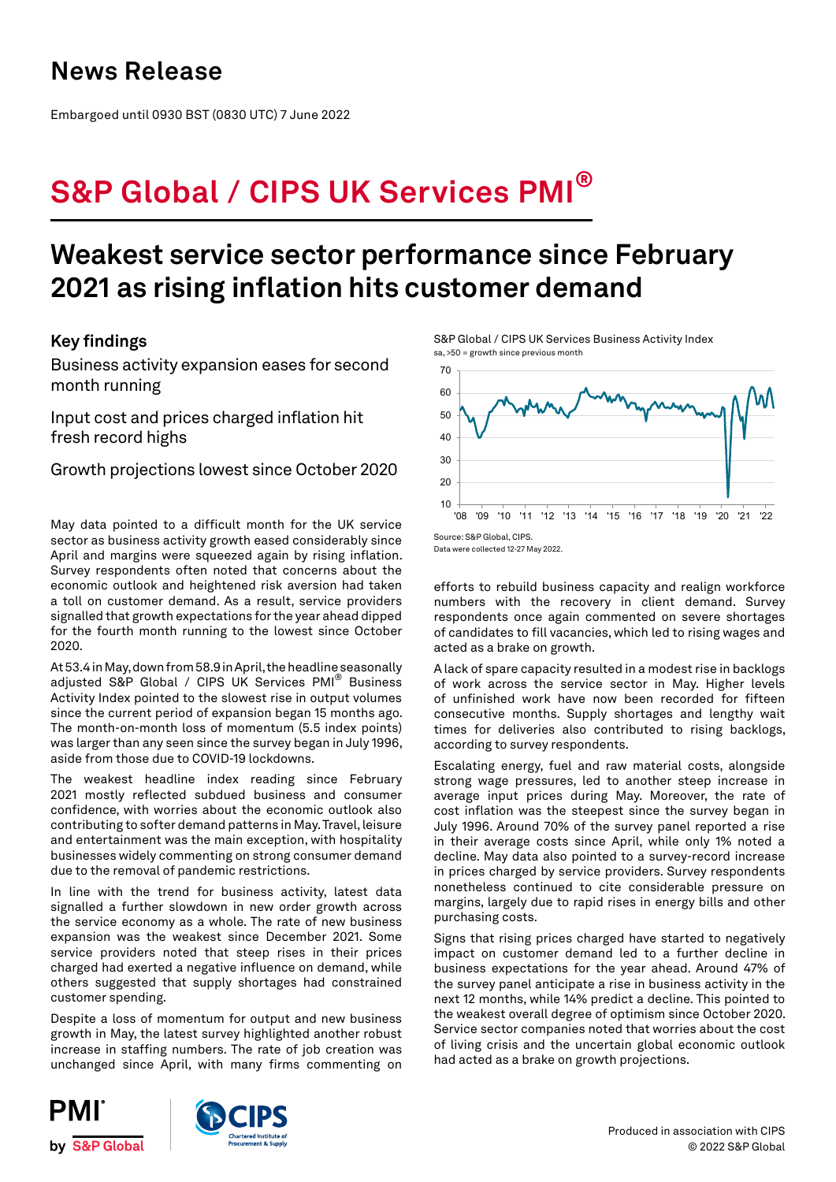# News Release

Embargoed until 0930 BST (0830 UTC) 7 June 2022

# S&P Global / CIPS UK Services PMI®

## Weakest service sector performance since February 2021 as rising inflation hits customer demand

### Key findings

Business activity expansion eases for second month running

Input cost and prices charged inflation hit fresh record highs

Growth projections lowest since October 2020

S&P Global / CIPS UK Services Business Activity Index
sa, >50 = growth since previous month

Source: S&P Global, CIPS.
Data were collected 12-27 May 2022.

May data pointed to a difficult month for the UK service sector as business activity growth eased considerably since April and margins were squeezed again by rising inflation. Survey respondents often noted that concerns about the economic outlook and heightened risk aversion had taken a toll on customer demand. As a result, service providers signalled that growth expectations for the year ahead dipped for the fourth month running to the lowest since October 2020.

At 53.4 in May, down from 58.9 in April, the headline seasonally adjusted S&P Global / CIPS UK Services PMI® Business Activity Index pointed to the slowest rise in output volumes since the current period of expansion began 15 months ago. The month-on-month loss of momentum (5.5 index points) was larger than any seen since the survey began in July 1996, aside from those due to COVID-19 lockdowns.

The weakest headline index reading since February 2021 mostly reflected subdued business and consumer confidence, with worries about the economic outlook also contributing to softer demand patterns in May. Travel, leisure and entertainment was the main exception, with hospitality businesses widely commenting on strong consumer demand due to the removal of pandemic restrictions.

In line with the trend for business activity, latest data signalled a further slowdown in new order growth across the service economy as a whole. The rate of new business expansion was the weakest since December 2021. Some service providers noted that steep rises in their prices charged had exerted a negative influence on demand, while others suggested that supply shortages had constrained customer spending.

Despite a loss of momentum for output and new business growth in May, the latest survey highlighted another robust increase in staffing numbers. The rate of job creation was unchanged since April, with many firms commenting on efforts to rebuild business capacity and realign workforce numbers with the recovery in client demand. Survey respondents once again commented on severe shortages of candidates to fill vacancies, which led to rising wages and acted as a brake on growth.

A lack of spare capacity resulted in a modest rise in backlogs of work across the service sector in May. Higher levels of unfinished work have now been recorded for fifteen consecutive months. Supply shortages and lengthy wait times for deliveries also contributed to rising backlogs, according to survey respondents.

Escalating energy, fuel and raw material costs, alongside strong wage pressures, led to another steep increase in average input prices during May. Moreover, the rate of cost inflation was the steepest since the survey began in July 1996. Around 70% of the survey panel reported a rise in their average costs since April, while only 1% noted a decline. May data also pointed to a survey-record increase in prices charged by service providers. Survey respondents nonetheless continued to cite considerable pressure on margins, largely due to rapid rises in energy bills and other purchasing costs.

Signs that rising prices charged have started to negatively impact on customer demand led to a further decline in business expectations for the year ahead. Around 47% of the survey panel anticipate a rise in business activity in the next 12 months, while 14% predict a decline. This pointed to the weakest overall degree of optimism since October 2020. Service sector companies noted that worries about the cost of living crisis and the uncertain global economic outlook had acted as a brake on growth projections.

Produced in association with CIPS
© 2022 S&P Global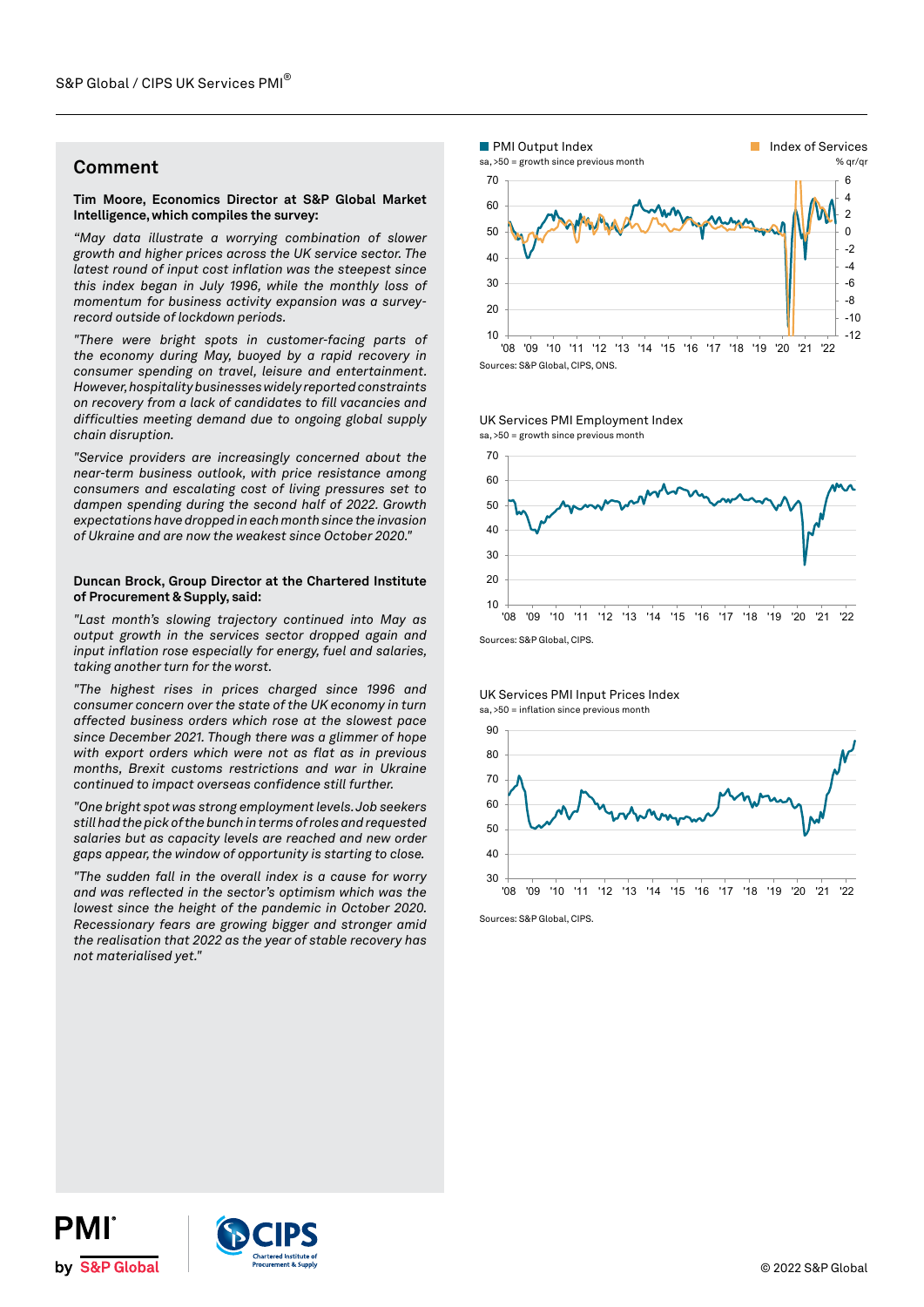## Comment

**Tim Moore, Economics Director at S&P Global Market Intelligence, which compiles the survey:**

*"May data illustrate a worrying combination of slower growth and higher prices across the UK service sector. The latest round of input cost inflation was the steepest since this index began in July 1996, while the monthly loss of momentum for business activity expansion was a survey-record outside of lockdown periods.*

*"There were bright spots in customer-facing parts of the economy during May, buoyed by a rapid recovery in consumer spending on travel, leisure and entertainment. However, hospitality businesses widely reported constraints on recovery from a lack of candidates to fill vacancies and difficulties meeting demand due to ongoing global supply chain disruption.*

*"Service providers are increasingly concerned about the near-term business outlook, with price resistance among consumers and escalating cost of living pressures set to dampen spending during the second half of 2022. Growth expectations have dropped in each month since the invasion of Ukraine and are now the weakest since October 2020."*

**Duncan Brock, Group Director at the Chartered Institute of Procurement & Supply, said:**

*"Last month's slowing trajectory continued into May as output growth in the services sector dropped again and input inflation rose especially for energy, fuel and salaries, taking another turn for the worst.*

*"The highest rises in prices charged since 1996 and consumer concern over the state of the UK economy in turn affected business orders which rose at the slowest pace since December 2021. Though there was a glimmer of hope with export orders which were not as flat as in previous months, Brexit customs restrictions and war in Ukraine continued to impact overseas confidence still further.*

*"One bright spot was strong employment levels. Job seekers still had the pick of the bunch in terms of roles and requested salaries but as capacity levels are reached and new order gaps appear, the window of opportunity is starting to close.*

*"The sudden fall in the overall index is a cause for worry and was reflected in the sector's optimism which was the lowest since the height of the pandemic in October 2020. Recessionary fears are growing bigger and stronger amid the realisation that 2022 as the year of stable recovery has not materialised yet."*

PMI Output Index (sa, >50 = growth since previous month) / Index of Services (% qr/qr)

Sources: S&P Global, CIPS, ONS.

UK Services PMI Employment Index (sa, >50 = growth since previous month)

Sources: S&P Global, CIPS.

UK Services PMI Input Prices Index (sa, >50 = inflation since previous month)

Sources: S&P Global, CIPS.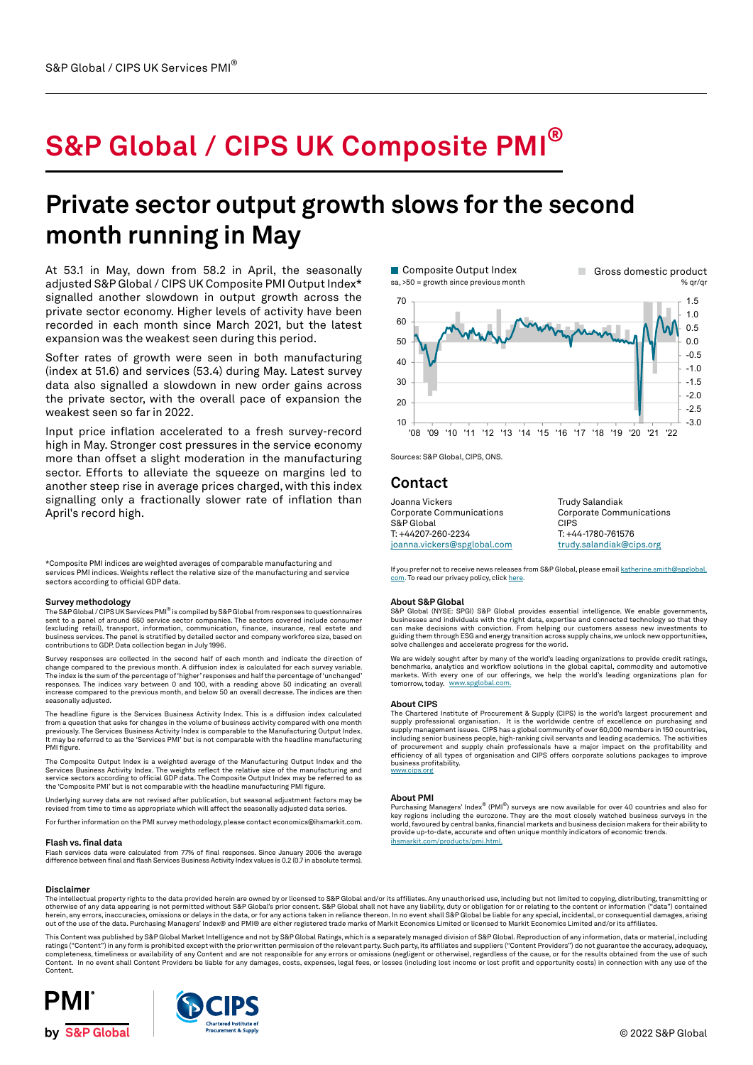# S&P Global / CIPS UK Composite PMI®

## Private sector output growth slows for the second month running in May

At 53.1 in May, down from 58.2 in April, the seasonally adjusted S&P Global / CIPS UK Composite PMI Output Index* signalled another slowdown in output growth across the private sector economy. Higher levels of activity have been recorded in each month since March 2021, but the latest expansion was the weakest seen during this period.

Softer rates of growth were seen in both manufacturing (index at 51.6) and services (53.4) during May. Latest survey data also signalled a slowdown in new order gains across the private sector, with the overall pace of expansion the weakest seen so far in 2022.

Input price inflation accelerated to a fresh survey-record high in May. Stronger cost pressures in the service economy more than offset a slight moderation in the manufacturing sector. Efforts to alleviate the squeeze on margins led to another steep rise in average prices charged, with this index signalling only a fractionally slower rate of inflation than April's record high.

Composite Output Index
sa, >50 = growth since previous month

Gross domestic product
% qr/qr

70
60
50
40
30
20
10

1.5
1.0
0.5
0.0
-0.5
-1.0
-1.5
-2.0
-2.5
-3.0

'08 '09 '10 '11 '12 '13 '14 '15 '16 '17 '18 '19 '20 '21 '22

Sources: S&P Global, CIPS, ONS.

*Composite PMI indices are weighted averages of comparable manufacturing and services PMI indices. Weights reflect the relative size of the manufacturing and service sectors according to official GDP data.

### Survey methodology

The S&P Global / CIPS UK Services PMI® is compiled by S&P Global from responses to questionnaires sent to a panel of around 650 service sector companies. The sectors covered include consumer (excluding retail), transport, information, communication, finance, insurance, real estate and business services. The panel is stratified by detailed sector and company workforce size, based on contributions to GDP. Data collection began in July 1996.

Survey responses are collected in the second half of each month and indicate the direction of change compared to the previous month. A diffusion index is calculated for each survey variable. The index is the sum of the percentage of 'higher' responses and half the percentage of 'unchanged' responses. The indices vary between 0 and 100, with a reading above 50 indicating an overall increase compared to the previous month, and below 50 an overall decrease. The indices are then seasonally adjusted.

The headline figure is the Services Business Activity Index. This is a diffusion index calculated from a question that asks for changes in the volume of business activity compared with one month previously. The Services Business Activity Index is comparable to the Manufacturing Output Index. It may be referred to as the 'Services PMI' but is not comparable with the headline manufacturing PMI figure.

The Composite Output Index is a weighted average of the Manufacturing Output Index and the Services Business Activity Index. The weights reflect the relative size of the manufacturing and service sectors according to official GDP data. The Composite Output Index may be referred to as the 'Composite PMI' but is not comparable with the headline manufacturing PMI figure.

Underlying survey data are not revised after publication, but seasonal adjustment factors may be revised from time to time as appropriate which will affect the seasonally adjusted data series.

For further information on the PMI survey methodology, please contact economics@ihsmarkit.com.

### Flash vs. final data

Flash services data were calculated from 77% of final responses. Since January 2006 the average difference between final and flash Services Business Activity Index values is 0.2 (0.7 in absolute terms).

## Contact

Joanna Vickers
Corporate Communications
S&P Global
T: +44207-260-2234
joanna.vickers@spglobal.com

Trudy Salandiak
Corporate Communications
CIPS
T: +44-1780-761576
trudy.salandiak@cips.org

If you prefer not to receive news releases from S&P Global, please email katherine.smith@spglobal.com. To read our privacy policy, click here.

### About S&P Global

S&P Global (NYSE: SPGI) S&P Global provides essential intelligence. We enable governments, businesses and individuals with the right data, expertise and connected technology so that they can make decisions with conviction. From helping our customers assess new investments to guiding them through ESG and energy transition across supply chains, we unlock new opportunities, solve challenges and accelerate progress for the world.

We are widely sought after by many of the world's leading organizations to provide credit ratings, benchmarks, analytics and workflow solutions in the global capital, commodity and automotive markets. With every one of our offerings, we help the world's leading organizations plan for tomorrow, today. www.spglobal.com.

### About CIPS

The Chartered Institute of Procurement & Supply (CIPS) is the world's largest procurement and supply professional organisation. It is the worldwide centre of excellence on purchasing and supply management issues. CIPS has a global community of over 60,000 members in 150 countries, including senior business people, high-ranking civil servants and leading academics. The activities of procurement and supply chain professionals have a major impact on the profitability and efficiency of all types of organisation and CIPS offers corporate solutions packages to improve business profitability.
www.cips.org

### About PMI

Purchasing Managers' Index® (PMI®) surveys are now available for over 40 countries and also for key regions including the eurozone. They are the most closely watched business surveys in the world, favoured by central banks, financial markets and business decision makers for their ability to provide up-to-date, accurate and often unique monthly indicators of economic trends.
ihsmarkit.com/products/pmi.html.

### Disclaimer

The intellectual property rights to the data provided herein are owned by or licensed to S&P Global and/or its affiliates. Any unauthorised use, including but not limited to copying, distributing, transmitting or otherwise of any data appearing is not permitted without S&P Global's prior consent. S&P Global shall not have any liability, duty or obligation for or relating to the content or information ("data") contained herein, any errors, inaccuracies, omissions or delays in the data, or for any actions taken in reliance thereon. In no event shall S&P Global be liable for any special, incidental, or consequential damages, arising out of the use of the data. Purchasing Managers' Index® and PMI® are either registered trade marks of Markit Economics Limited or licensed to Markit Economics Limited and/or its affiliates.

This Content was published by S&P Global Market Intelligence and not by S&P Global Ratings, which is a separately managed division of S&P Global. Reproduction of any information, data or material, including ratings ("Content") in any form is prohibited except with the prior written permission of the relevant party. Such party, its affiliates and suppliers ("Content Providers") do not guarantee the accuracy, adequacy, completeness, timeliness or availability of any Content and are not responsible for any errors or omissions (negligent or otherwise), regardless of the cause, or for the results obtained from the use of such Content. In no event shall Content Providers be liable for any damages, costs, expenses, legal fees, or losses (including lost income or lost profit and opportunity costs) in connection with any use of the Content.

© 2022 S&P Global